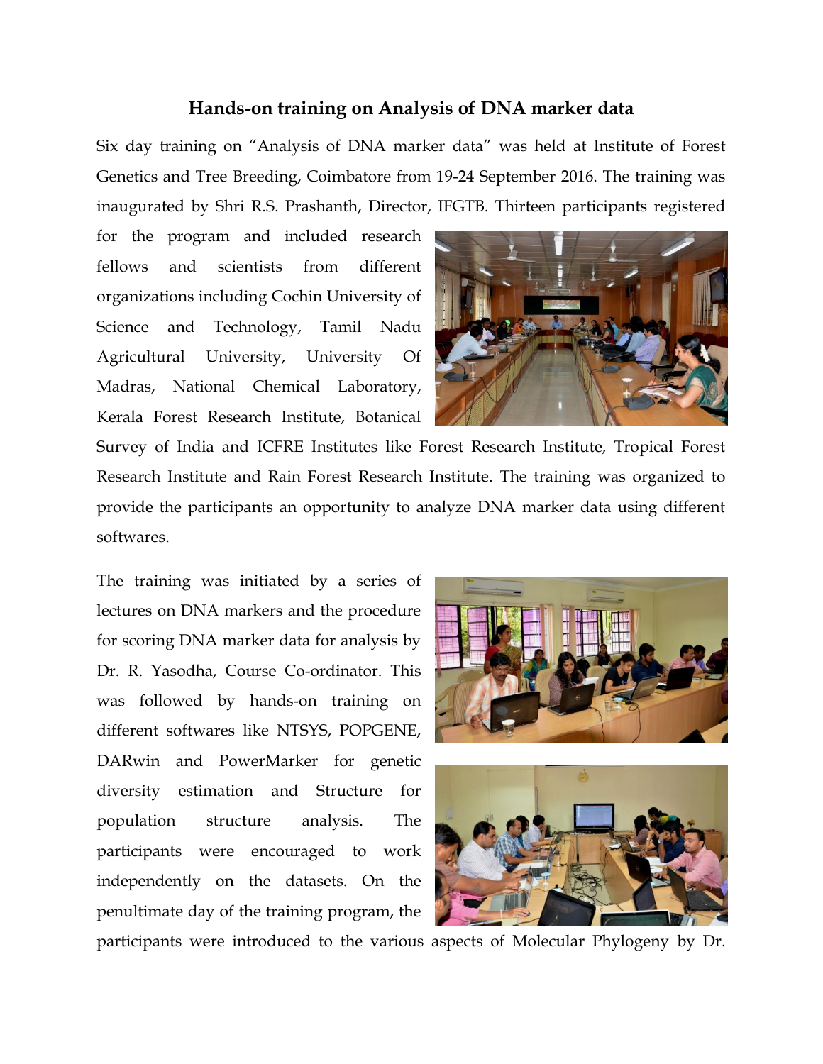# Hands-on training on Analysis of DNA marker data

Six day training on "Analysis of DNA marker data" was held at Institute of Forest Genetics and Tree Breeding, Coimbatore from 19-24 September 2016. The training was inaugurated by Shri R.S. Prashanth, Director, IFGTB. Thirteen participants registered for the program and included research fellows and scientists from different organizations including Cochin University of Science and Technology, Tamil Nadu Agricultural University, University Of Madras, National Chemical Laboratory, Kerala Forest Research Institute, Botanical Survey of India and ICFRE Institutes like Forest Research Institute, Tropical Forest Research Institute and Rain Forest Research Institute. The training was organized to provide the participants an opportunity to analyze DNA marker data using different softwares.

The training was initiated by a series of lectures on DNA markers and the procedure for scoring DNA marker data for analysis by Dr. R. Yasodha, Course Co-ordinator. This was followed by hands-on training on different softwares like NTSYS, POPGENE, DARwin and PowerMarker for genetic diversity estimation and Structure for population structure analysis. The participants were encouraged to work independently on the datasets. On the penultimate day of the training program, the participants were introduced to the various aspects of Molecular Phylogeny by Dr.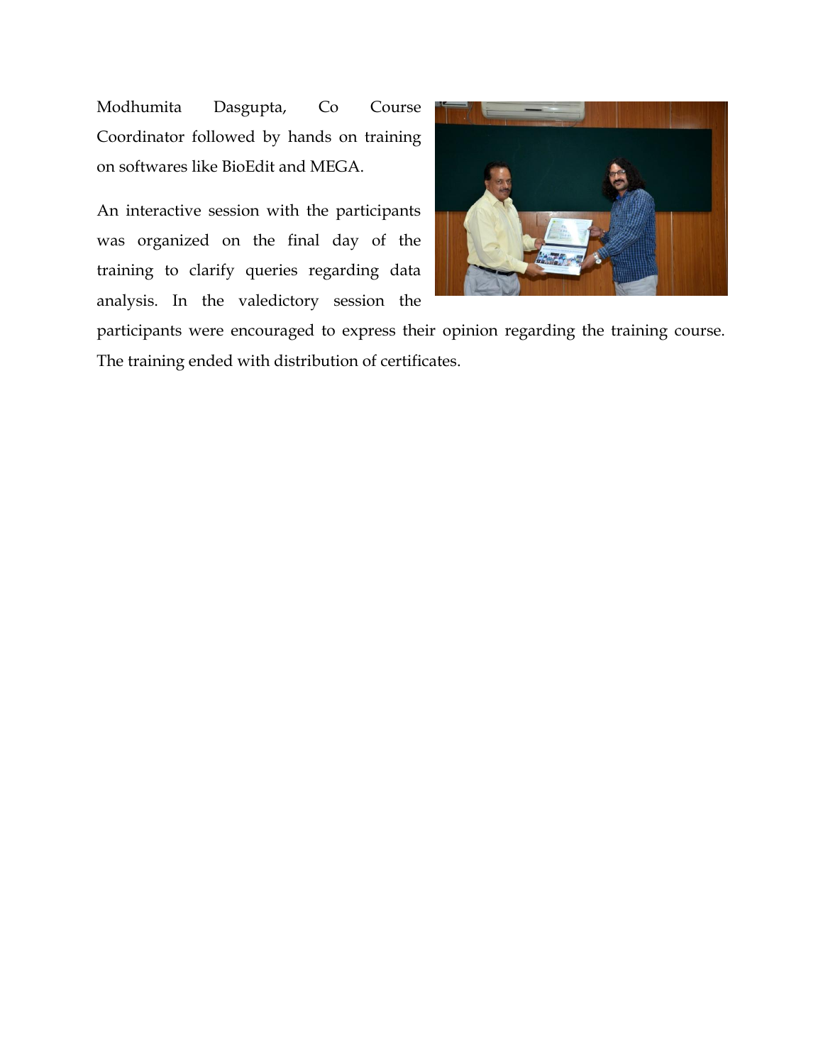Modhumita Dasgupta, Co Course Coordinator followed by hands on training on softwares like BioEdit and MEGA.

An interactive session with the participants was organized on the final day of the training to clarify queries regarding data analysis. In the valedictory session the participants were encouraged to express their opinion regarding the training course. The training ended with distribution of certificates.